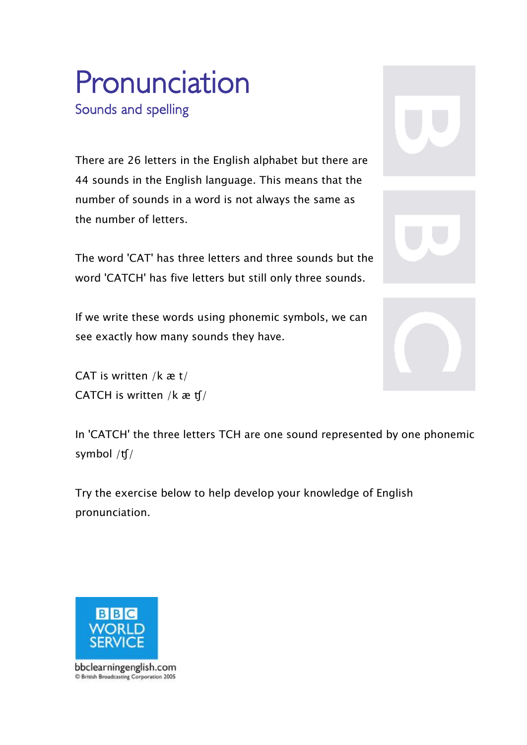# Pronunciation

## Sounds and spelling

There are 26 letters in the English alphabet but there are 44 sounds in the English language. This means that the number of sounds in a word is not always the same as the number of letters.

The word 'CAT' has three letters and three sounds but the word 'CATCH' has five letters but still only three sounds.

If we write these words using phonemic symbols, we can see exactly how many sounds they have.

CAT is written /k æ t/
CATCH is written /k æ ʧ/

In 'CATCH' the three letters TCH are one sound represented by one phonemic symbol /ʧ/

Try the exercise below to help develop your knowledge of English pronunciation.

BBC WORLD SERVICE

bbclearningenglish.com
© British Broadcasting Corporation 2005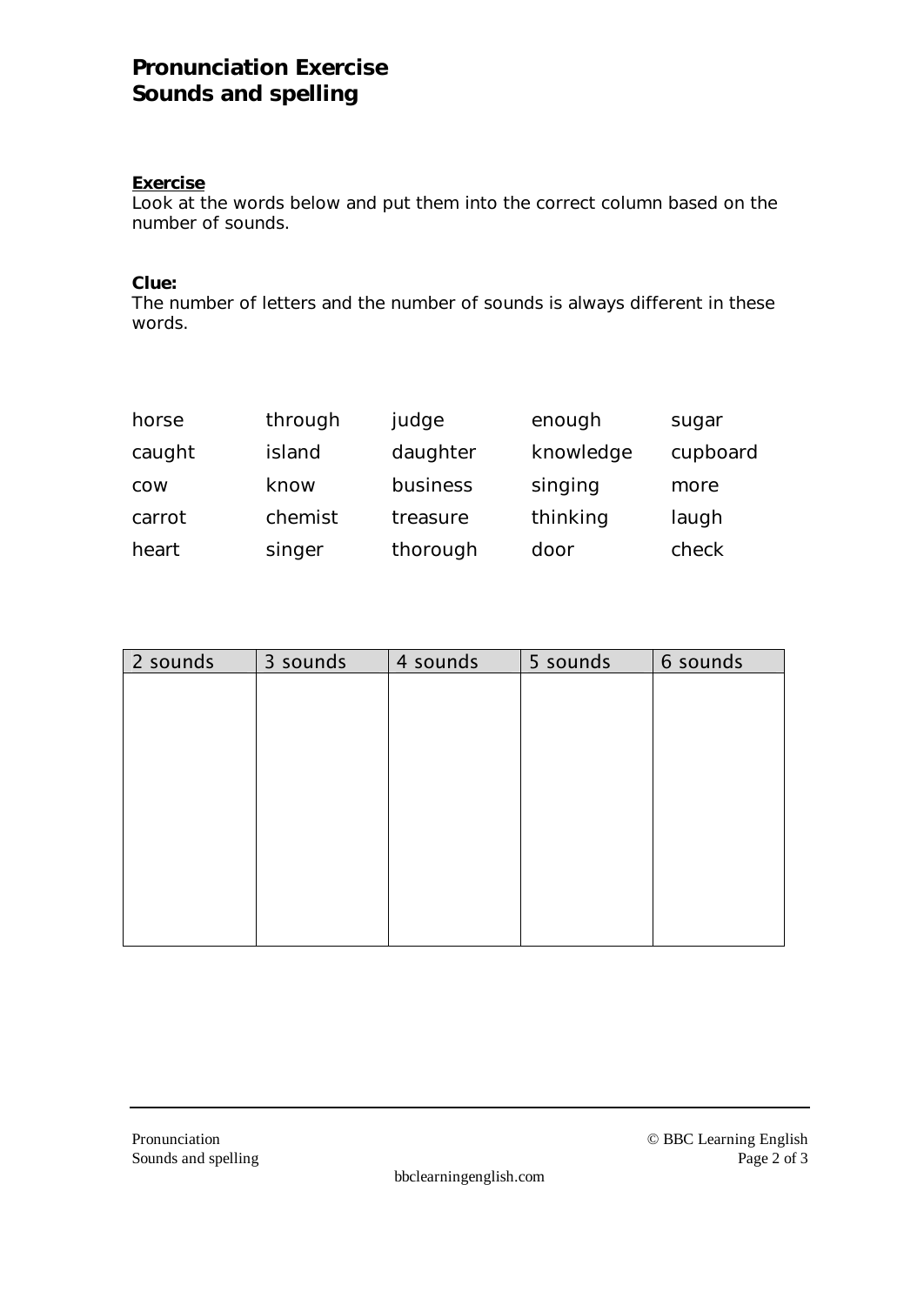# Pronunciation Exercise
# Sounds and spelling

**Exercise**

Look at the words below and put them into the correct column based on the number of sounds.

**Clue:**

The number of letters and the number of sounds is always different in these words.

| | | | | |
|---|---|---|---|---|
| horse | through | judge | enough | sugar |
| caught | island | daughter | knowledge | cupboard |
| cow | know | business | singing | more |
| carrot | chemist | treasure | thinking | laugh |
| heart | singer | thorough | door | check |

| 2 sounds | 3 sounds | 4 sounds | 5 sounds | 6 sounds |
|---|---|---|---|---|
| | | | | |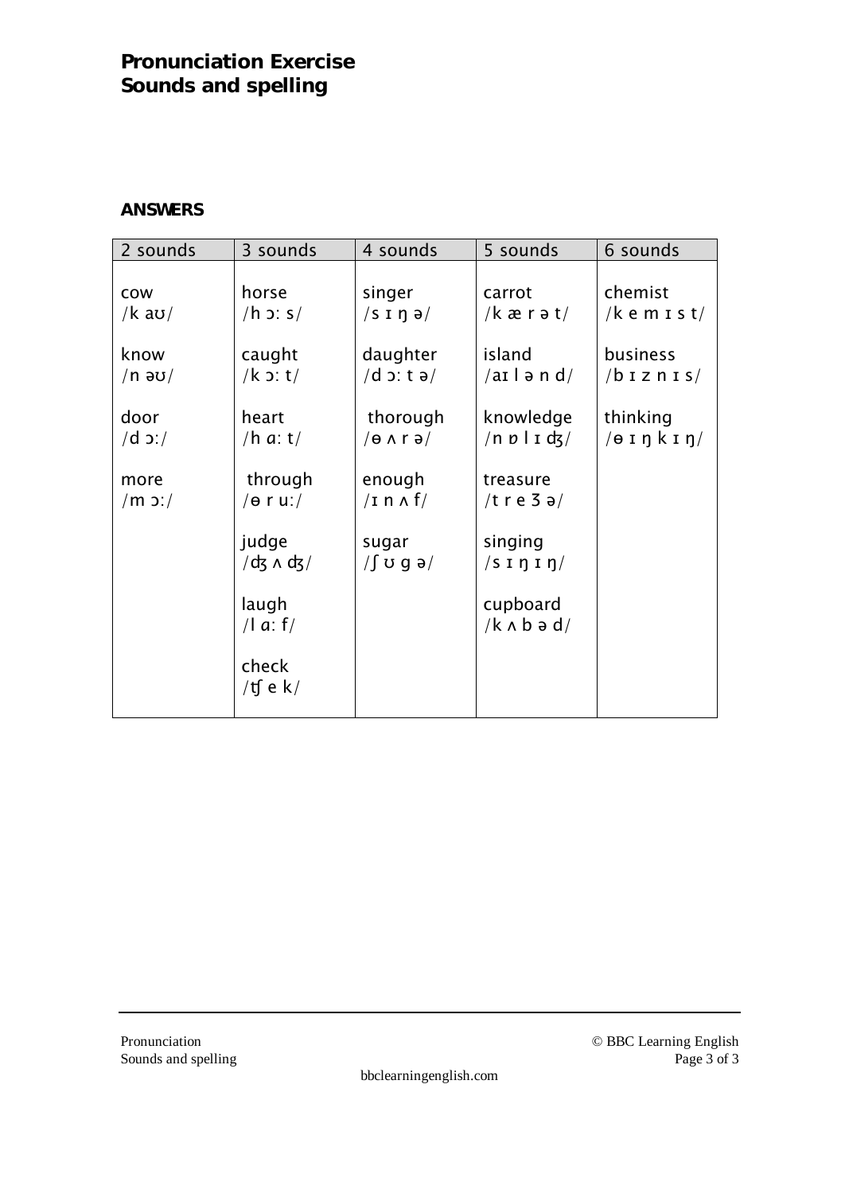# Pronunciation Exercise
# Sounds and spelling

**ANSWERS**

| 2 sounds | 3 sounds | 4 sounds | 5 sounds | 6 sounds |
|---|---|---|---|---|
| cow /k aʊ/ | horse /h ɔ: s/ | singer /s ɪ ŋ ə/ | carrot /k æ r ə t/ | chemist /k e m ɪ s t/ |
| know /n əʊ/ | caught /k ɔ: t/ | daughter /d ɔ: t ə/ | island /aɪ l ə n d/ | business /b ɪ z n ɪ s/ |
| door /d ɔ:/ | heart /h ɑ: t/ | thorough /θ ʌ r ə/ | knowledge /n ɒ l ɪ ʤ/ | thinking /θ ɪ ŋ k ɪ ŋ/ |
| more /m ɔ:/ | through /θ r u:/ | enough /ɪ n ʌ f/ | treasure /t r e ʒ ə/ | |
| | judge /ʤ ʌ ʤ/ | sugar /ʃ ʊ g ə/ | singing /s ɪ ŋ ɪ ŋ/ | |
| | laugh /l ɑ: f/ | | cupboard /k ʌ b ə d/ | |
| | check /ʧ e k/ | | | |

Pronunciation
Sounds and spelling

© BBC Learning English

bbclearningenglish.com